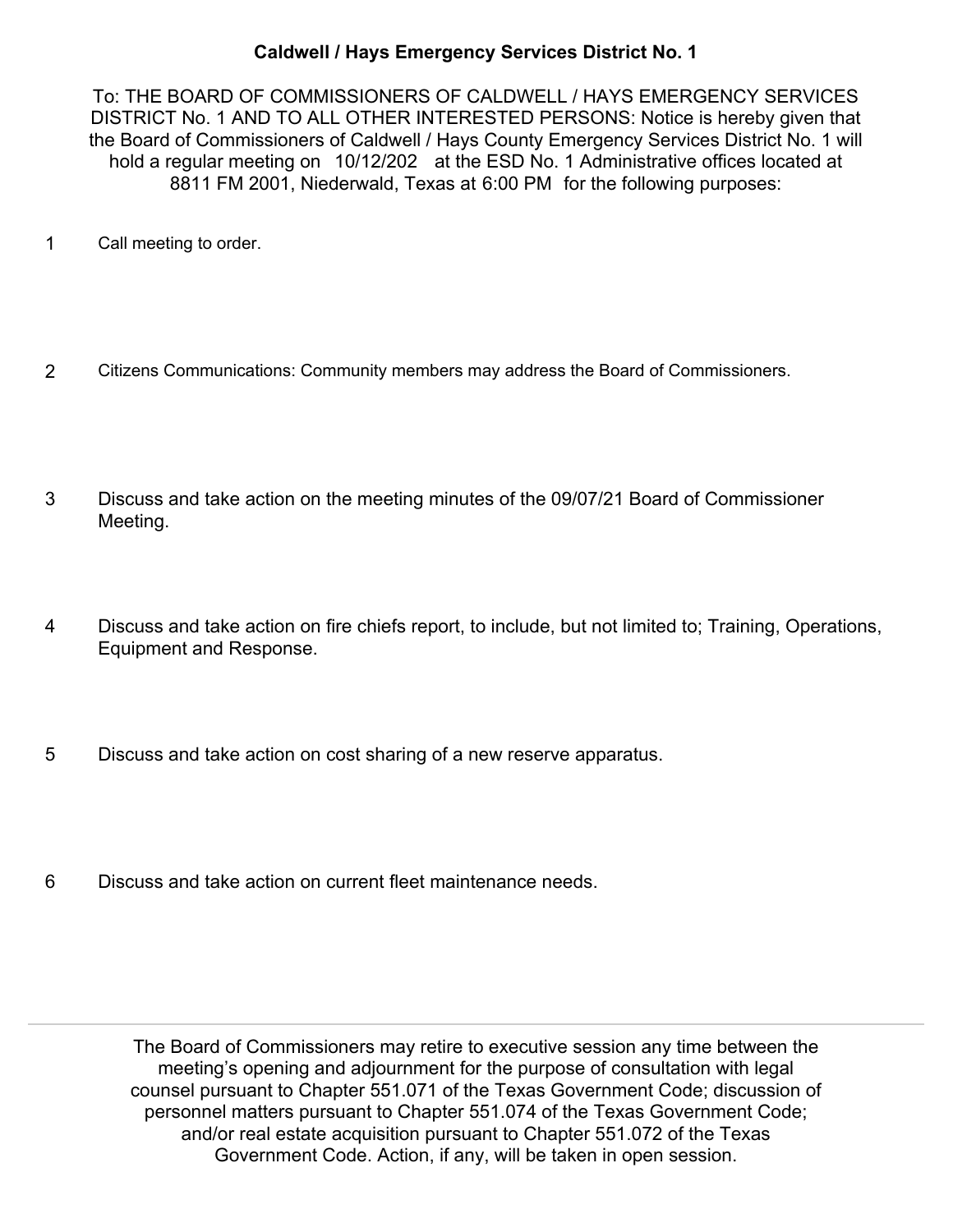# Caldwell / Hays Emergency Services District No. 1

To: THE BOARD OF COMMISSIONERS OF CALDWELL / HAYS EMERGENCY SERVICES DISTRICT No. 1 AND TO ALL OTHER INTERESTED PERSONS: Notice is hereby given that the Board of Commissioners of Caldwell / Hays County Emergency Services District No. 1 will hold a regular meeting on 10/12/202 at the ESD No. 1 Administrative offices located at 8811 FM 2001, Niederwald, Texas at 6:00 PM for the following purposes:

1. Call meeting to order.

2. Citizens Communications: Community members may address the Board of Commissioners.

3. Discuss and take action on the meeting minutes of the 09/07/21 Board of Commissioner Meeting.

4. Discuss and take action on fire chiefs report, to include, but not limited to; Training, Operations, Equipment and Response.

5. Discuss and take action on cost sharing of a new reserve apparatus.

6. Discuss and take action on current fleet maintenance needs.

---

The Board of Commissioners may retire to executive session any time between the meeting's opening and adjournment for the purpose of consultation with legal counsel pursuant to Chapter 551.071 of the Texas Government Code; discussion of personnel matters pursuant to Chapter 551.074 of the Texas Government Code; and/or real estate acquisition pursuant to Chapter 551.072 of the Texas Government Code. Action, if any, will be taken in open session.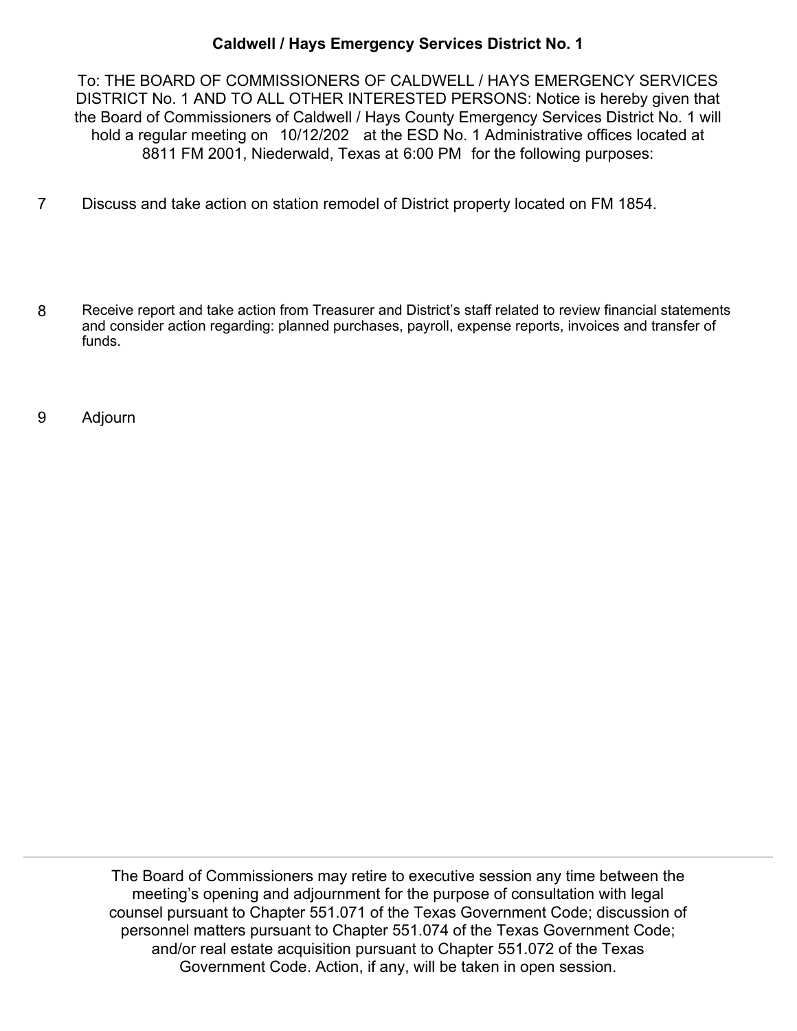**Caldwell / Hays Emergency Services District No. 1**

To: THE BOARD OF COMMISSIONERS OF CALDWELL / HAYS EMERGENCY SERVICES DISTRICT No. 1 AND TO ALL OTHER INTERESTED PERSONS: Notice is hereby given that the Board of Commissioners of Caldwell / Hays County Emergency Services District No. 1 will hold a regular meeting on 10/12/202 at the ESD No. 1 Administrative offices located at 8811 FM 2001, Niederwald, Texas at 6:00 PM for the following purposes:

7 Discuss and take action on station remodel of District property located on FM 1854.

8 Receive report and take action from Treasurer and District's staff related to review financial statements and consider action regarding: planned purchases, payroll, expense reports, invoices and transfer of funds.

9 Adjourn

---

The Board of Commissioners may retire to executive session any time between the meeting's opening and adjournment for the purpose of consultation with legal counsel pursuant to Chapter 551.071 of the Texas Government Code; discussion of personnel matters pursuant to Chapter 551.074 of the Texas Government Code; and/or real estate acquisition pursuant to Chapter 551.072 of the Texas Government Code. Action, if any, will be taken in open session.